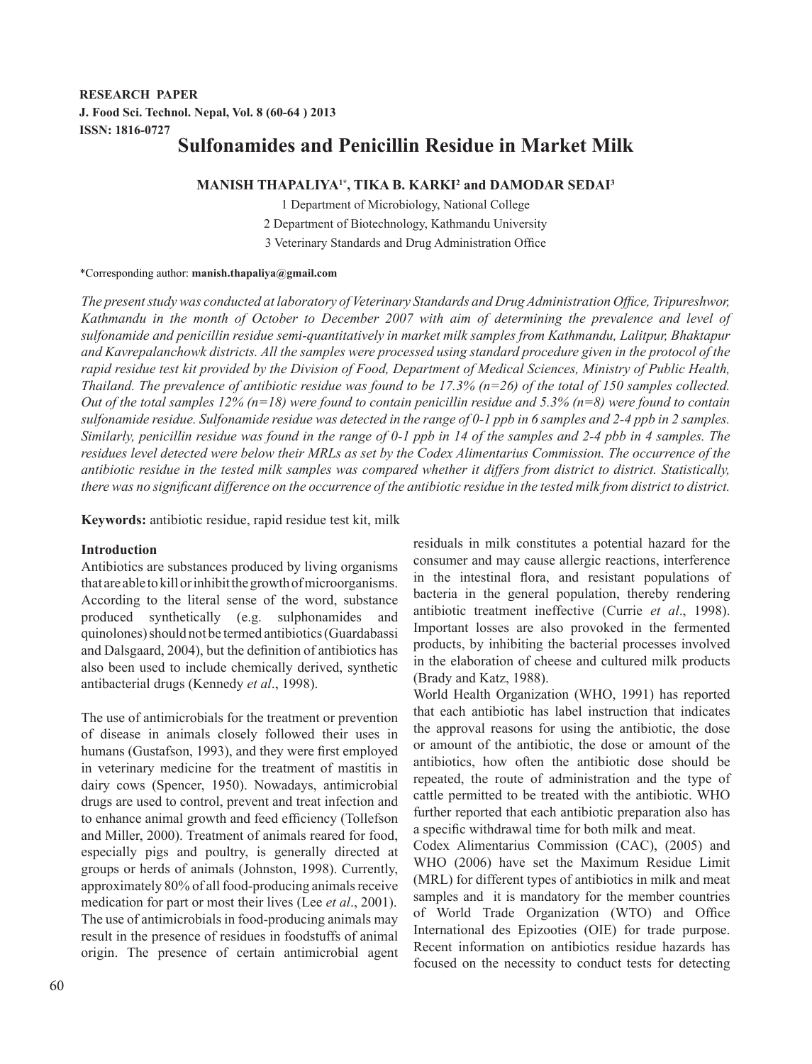RESEARCH PAPER

J. Food Sci. Technol. Nepal, Vol. 8 (60-64 ) 2013

ISSN: 1816-0727

# Sulfonamides and Penicillin Residue in Market Milk

**MANISH THAPALIYA[1*], TIKA B. KARKI[2] and DAMODAR SEDAI[3]**

1 Department of Microbiology, National College

2 Department of Biotechnology, Kathmandu University

3 Veterinary Standards and Drug Administration Office

*Corresponding author: **manish.thapaliya@gmail.com**

*The present study was conducted at laboratory of Veterinary Standards and Drug Administration Office, Tripureshwor, Kathmandu in the month of October to December 2007 with aim of determining the prevalence and level of sulfonamide and penicillin residue semi-quantitatively in market milk samples from Kathmandu, Lalitpur, Bhaktapur and Kavrepalanchowk districts. All the samples were processed using standard procedure given in the protocol of the rapid residue test kit provided by the Division of Food, Department of Medical Sciences, Ministry of Public Health, Thailand. The prevalence of antibiotic residue was found to be 17.3% (n=26) of the total of 150 samples collected. Out of the total samples 12% (n=18) were found to contain penicillin residue and 5.3% (n=8) were found to contain sulfonamide residue. Sulfonamide residue was detected in the range of 0-1 ppb in 6 samples and 2-4 ppb in 2 samples. Similarly, penicillin residue was found in the range of 0-1 ppb in 14 of the samples and 2-4 pbb in 4 samples. The residues level detected were below their MRLs as set by the Codex Alimentarius Commission. The occurrence of the antibiotic residue in the tested milk samples was compared whether it differs from district to district. Statistically, there was no significant difference on the occurrence of the antibiotic residue in the tested milk from district to district.*

**Keywords:** antibiotic residue, rapid residue test kit, milk

## Introduction

Antibiotics are substances produced by living organisms that are able to kill or inhibit the growth of microorganisms. According to the literal sense of the word, substance produced synthetically (e.g. sulphonamides and quinolones) should not be termed antibiotics (Guardabassi and Dalsgaard, 2004), but the definition of antibiotics has also been used to include chemically derived, synthetic antibacterial drugs (Kennedy *et al*., 1998).

The use of antimicrobials for the treatment or prevention of disease in animals closely followed their uses in humans (Gustafson, 1993), and they were first employed in veterinary medicine for the treatment of mastitis in dairy cows (Spencer, 1950). Nowadays, antimicrobial drugs are used to control, prevent and treat infection and to enhance animal growth and feed efficiency (Tollefson and Miller, 2000). Treatment of animals reared for food, especially pigs and poultry, is generally directed at groups or herds of animals (Johnston, 1998). Currently, approximately 80% of all food-producing animals receive medication for part or most their lives (Lee *et al*., 2001). The use of antimicrobials in food-producing animals may result in the presence of residues in foodstuffs of animal origin. The presence of certain antimicrobial agent residuals in milk constitutes a potential hazard for the consumer and may cause allergic reactions, interference in the intestinal flora, and resistant populations of bacteria in the general population, thereby rendering antibiotic treatment ineffective (Currie *et al*., 1998). Important losses are also provoked in the fermented products, by inhibiting the bacterial processes involved in the elaboration of cheese and cultured milk products (Brady and Katz, 1988).

World Health Organization (WHO, 1991) has reported that each antibiotic has label instruction that indicates the approval reasons for using the antibiotic, the dose or amount of the antibiotic, the dose or amount of the antibiotics, how often the antibiotic dose should be repeated, the route of administration and the type of cattle permitted to be treated with the antibiotic. WHO further reported that each antibiotic preparation also has a specific withdrawal time for both milk and meat.

Codex Alimentarius Commission (CAC), (2005) and WHO (2006) have set the Maximum Residue Limit (MRL) for different types of antibiotics in milk and meat samples and it is mandatory for the member countries of World Trade Organization (WTO) and Office International des Epizooties (OIE) for trade purpose. Recent information on antibiotics residue hazards has focused on the necessity to conduct tests for detecting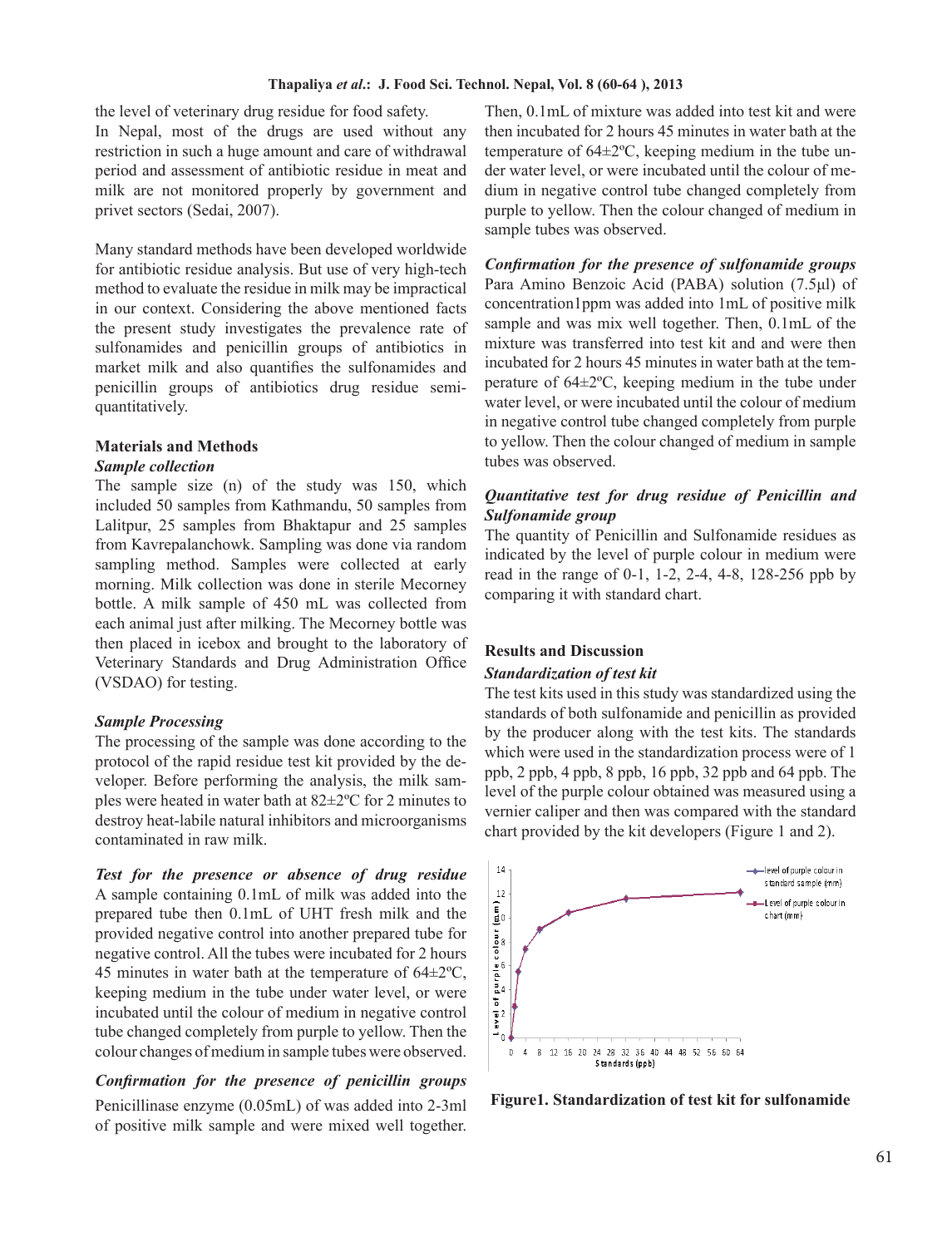the level of veterinary drug residue for food safety.

In Nepal, most of the drugs are used without any restriction in such a huge amount and care of withdrawal period and assessment of antibiotic residue in meat and milk are not monitored properly by government and privet sectors (Sedai, 2007).

Many standard methods have been developed worldwide for antibiotic residue analysis. But use of very high-tech method to evaluate the residue in milk may be impractical in our context. Considering the above mentioned facts the present study investigates the prevalence rate of sulfonamides and penicillin groups of antibiotics in market milk and also quantifies the sulfonamides and penicillin groups of antibiotics drug residue semi-quantitatively.

## Materials and Methods

### *Sample collection*

The sample size (n) of the study was 150, which included 50 samples from Kathmandu, 50 samples from Lalitpur, 25 samples from Bhaktapur and 25 samples from Kavrepalanchowk. Sampling was done via random sampling method. Samples were collected at early morning. Milk collection was done in sterile Mecorney bottle. A milk sample of 450 mL was collected from each animal just after milking. The Mecorney bottle was then placed in icebox and brought to the laboratory of Veterinary Standards and Drug Administration Office (VSDAO) for testing.

### *Sample Processing*

The processing of the sample was done according to the protocol of the rapid residue test kit provided by the developer. Before performing the analysis, the milk samples were heated in water bath at 82±2ºC for 2 minutes to destroy heat-labile natural inhibitors and microorganisms contaminated in raw milk.

### *Test for the presence or absence of drug residue*

A sample containing 0.1mL of milk was added into the prepared tube then 0.1mL of UHT fresh milk and the provided negative control into another prepared tube for negative control. All the tubes were incubated for 2 hours 45 minutes in water bath at the temperature of 64±2ºC, keeping medium in the tube under water level, or were incubated until the colour of medium in negative control tube changed completely from purple to yellow. Then the colour changes of medium in sample tubes were observed.

### *Confirmation for the presence of penicillin groups*

Penicillinase enzyme (0.05mL) of was added into 2-3ml of positive milk sample and were mixed well together. Then, 0.1mL of mixture was added into test kit and were then incubated for 2 hours 45 minutes in water bath at the temperature of 64±2ºC, keeping medium in the tube under water level, or were incubated until the colour of medium in negative control tube changed completely from purple to yellow. Then the colour changed of medium in sample tubes was observed.

### *Confirmation for the presence of sulfonamide groups*

Para Amino Benzoic Acid (PABA) solution (7.5µl) of concentration1ppm was added into 1mL of positive milk sample and was mix well together. Then, 0.1mL of the mixture was transferred into test kit and and were then incubated for 2 hours 45 minutes in water bath at the temperature of 64±2ºC, keeping medium in the tube under water level, or were incubated until the colour of medium in negative control tube changed completely from purple to yellow. Then the colour changed of medium in sample tubes was observed.

### *Quantitative test for drug residue of Penicillin and Sulfonamide group*

The quantity of Penicillin and Sulfonamide residues as indicated by the level of purple colour in medium were read in the range of 0-1, 1-2, 2-4, 4-8, 128-256 ppb by comparing it with standard chart.

## Results and Discussion

### *Standardization of test kit*

The test kits used in this study was standardized using the standards of both sulfonamide and penicillin as provided by the producer along with the test kits. The standards which were used in the standardization process were of 1 ppb, 2 ppb, 4 ppb, 8 ppb, 16 ppb, 32 ppb and 64 ppb. The level of the purple colour obtained was measured using a vernier caliper and then was compared with the standard chart provided by the kit developers (Figure 1 and 2).

**Figure1. Standardization of test kit for sulfonamide**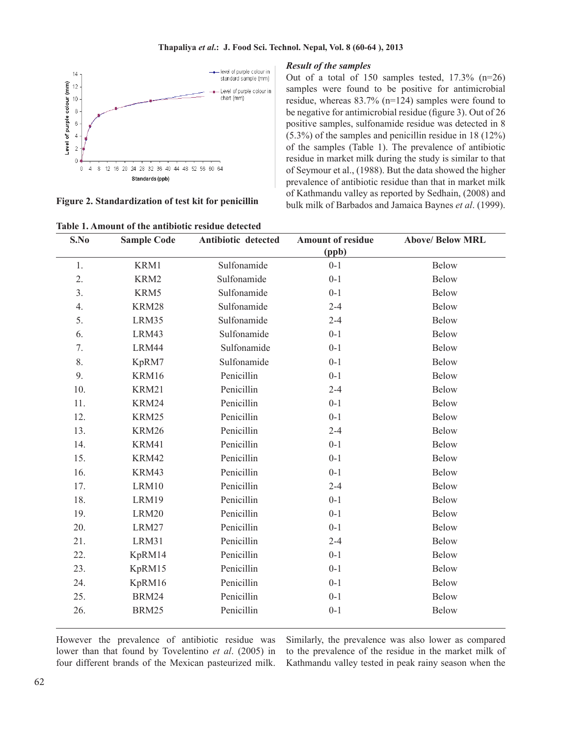Figure 2. Standardization of test kit for penicillin

*Result of the samples*

Out of a total of 150 samples tested, 17.3% (n=26) samples were found to be positive for antimicrobial residue, whereas 83.7% (n=124) samples were found to be negative for antimicrobial residue (figure 3). Out of 26 positive samples, sulfonamide residue was detected in 8 (5.3%) of the samples and penicillin residue in 18 (12%) of the samples (Table 1). The prevalence of antibiotic residue in market milk during the study is similar to that of Seymour et al., (1988). But the data showed the higher prevalence of antibiotic residue than that in market milk of Kathmandu valley as reported by Sedhain, (2008) and bulk milk of Barbados and Jamaica Baynes *et al*. (1999).

**Table 1. Amount of the antibiotic residue detected**

| S.No | Sample Code | Antibiotic detected | Amount of residue (ppb) | Above/ Below MRL |
|---|---|---|---|---|
| 1. | KRM1 | Sulfonamide | 0-1 | Below |
| 2. | KRM2 | Sulfonamide | 0-1 | Below |
| 3. | KRM5 | Sulfonamide | 0-1 | Below |
| 4. | KRM28 | Sulfonamide | 2-4 | Below |
| 5. | LRM35 | Sulfonamide | 2-4 | Below |
| 6. | LRM43 | Sulfonamide | 0-1 | Below |
| 7. | LRM44 | Sulfonamide | 0-1 | Below |
| 8. | KpRM7 | Sulfonamide | 0-1 | Below |
| 9. | KRM16 | Penicillin | 0-1 | Below |
| 10. | KRM21 | Penicillin | 2-4 | Below |
| 11. | KRM24 | Penicillin | 0-1 | Below |
| 12. | KRM25 | Penicillin | 0-1 | Below |
| 13. | KRM26 | Penicillin | 2-4 | Below |
| 14. | KRM41 | Penicillin | 0-1 | Below |
| 15. | KRM42 | Penicillin | 0-1 | Below |
| 16. | KRM43 | Penicillin | 0-1 | Below |
| 17. | LRM10 | Penicillin | 2-4 | Below |
| 18. | LRM19 | Penicillin | 0-1 | Below |
| 19. | LRM20 | Penicillin | 0-1 | Below |
| 20. | LRM27 | Penicillin | 0-1 | Below |
| 21. | LRM31 | Penicillin | 2-4 | Below |
| 22. | KpRM14 | Penicillin | 0-1 | Below |
| 23. | KpRM15 | Penicillin | 0-1 | Below |
| 24. | KpRM16 | Penicillin | 0-1 | Below |
| 25. | BRM24 | Penicillin | 0-1 | Below |
| 26. | BRM25 | Penicillin | 0-1 | Below |

However the prevalence of antibiotic residue was lower than that found by Tovelentino *et al*. (2005) in four different brands of the Mexican pasteurized milk. Similarly, the prevalence was also lower as compared to the prevalence of the residue in the market milk of Kathmandu valley tested in peak rainy season when the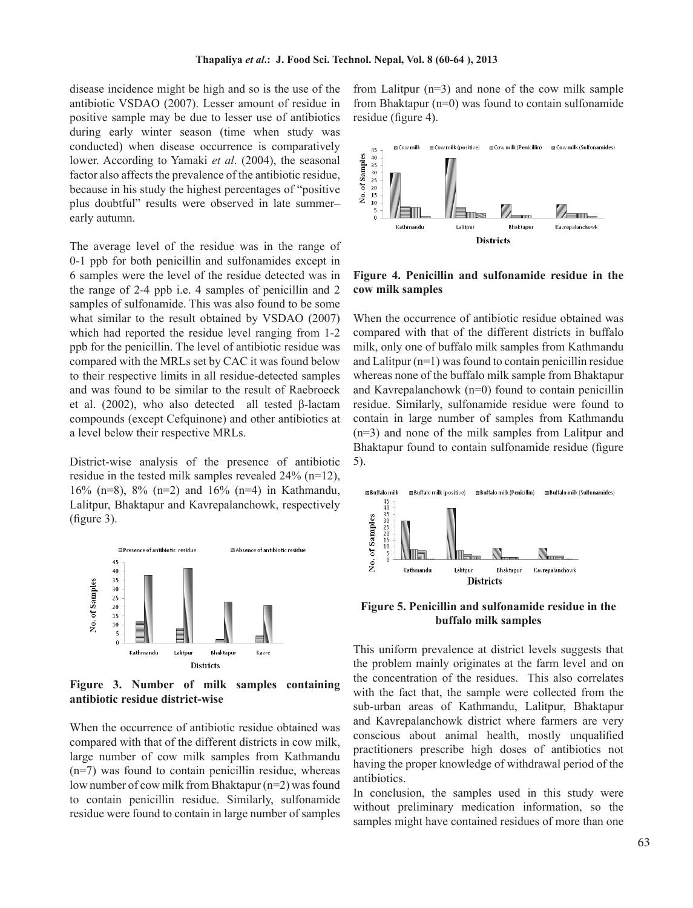disease incidence might be high and so is the use of the antibiotic VSDAO (2007). Lesser amount of residue in positive sample may be due to lesser use of antibiotics during early winter season (time when study was conducted) when disease occurrence is comparatively lower. According to Yamaki *et al*. (2004), the seasonal factor also affects the prevalence of the antibiotic residue, because in his study the highest percentages of "positive plus doubtful" results were observed in late summer–early autumn.

The average level of the residue was in the range of 0-1 ppb for both penicillin and sulfonamides except in 6 samples were the level of the residue detected was in the range of 2-4 ppb i.e. 4 samples of penicillin and 2 samples of sulfonamide. This was also found to be some what similar to the result obtained by VSDAO (2007) which had reported the residue level ranging from 1-2 ppb for the penicillin. The level of antibiotic residue was compared with the MRLs set by CAC it was found below to their respective limits in all residue-detected samples and was found to be similar to the result of Raebroeck et al. (2002), who also detected all tested β-lactam compounds (except Cefquinone) and other antibiotics at a level below their respective MRLs.

District-wise analysis of the presence of antibiotic residue in the tested milk samples revealed 24% (n=12), 16% (n=8), 8% (n=2) and 16% (n=4) in Kathmandu, Lalitpur, Bhaktapur and Kavrepalanchowk, respectively (figure 3).

**Figure 3. Number of milk samples containing antibiotic residue district-wise**

When the occurrence of antibiotic residue obtained was compared with that of the different districts in cow milk, large number of cow milk samples from Kathmandu (n=7) was found to contain penicillin residue, whereas low number of cow milk from Bhaktapur (n=2) was found to contain penicillin residue. Similarly, sulfonamide residue were found to contain in large number of samples from Lalitpur (n=3) and none of the cow milk sample from Bhaktapur (n=0) was found to contain sulfonamide residue (figure 4).

**Figure 4. Penicillin and sulfonamide residue in the cow milk samples**

When the occurrence of antibiotic residue obtained was compared with that of the different districts in buffalo milk, only one of buffalo milk samples from Kathmandu and Lalitpur (n=1) was found to contain penicillin residue whereas none of the buffalo milk sample from Bhaktapur and Kavrepalanchowk (n=0) found to contain penicillin residue. Similarly, sulfonamide residue were found to contain in large number of samples from Kathmandu (n=3) and none of the milk samples from Lalitpur and Bhaktapur found to contain sulfonamide residue (figure 5).

**Figure 5. Penicillin and sulfonamide residue in the buffalo milk samples**

This uniform prevalence at district levels suggests that the problem mainly originates at the farm level and on the concentration of the residues. This also correlates with the fact that, the sample were collected from the sub-urban areas of Kathmandu, Lalitpur, Bhaktapur and Kavrepalanchowk district where farmers are very conscious about animal health, mostly unqualified practitioners prescribe high doses of antibiotics not having the proper knowledge of withdrawal period of the antibiotics.

In conclusion, the samples used in this study were without preliminary medication information, so the samples might have contained residues of more than one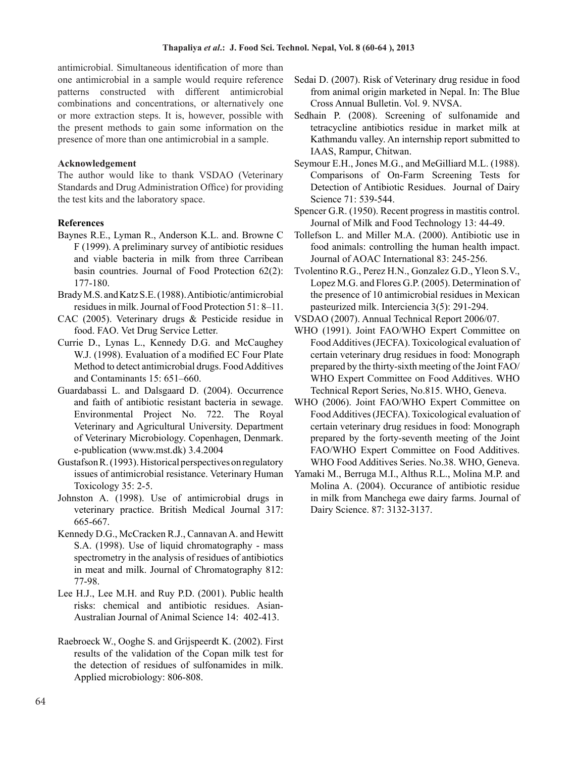antimicrobial. Simultaneous identification of more than one antimicrobial in a sample would require reference patterns constructed with different antimicrobial combinations and concentrations, or alternatively one or more extraction steps. It is, however, possible with the present methods to gain some information on the presence of more than one antimicrobial in a sample.

### Acknowledgement

The author would like to thank VSDAO (Veterinary Standards and Drug Administration Office) for providing the test kits and the laboratory space.

### References

Baynes R.E., Lyman R., Anderson K.L. and. Browne C F (1999). A preliminary survey of antibiotic residues and viable bacteria in milk from three Carribean basin countries. Journal of Food Protection 62(2): 177-180.

Brady M.S. and Katz S.E. (1988). Antibiotic/antimicrobial residues in milk. Journal of Food Protection 51: 8–11.

CAC (2005). Veterinary drugs & Pesticide residue in food. FAO. Vet Drug Service Letter.

Currie D., Lynas L., Kennedy D.G. and McCaughey W.J. (1998). Evaluation of a modified EC Four Plate Method to detect antimicrobial drugs. Food Additives and Contaminants 15: 651–660.

Guardabassi L. and Dalsgaard D. (2004). Occurrence and faith of antibiotic resistant bacteria in sewage. Environmental Project No. 722. The Royal Veterinary and Agricultural University. Department of Veterinary Microbiology. Copenhagen, Denmark. e-publication (www.mst.dk) 3.4.2004

Gustafson R. (1993). Historical perspectives on regulatory issues of antimicrobial resistance. Veterinary Human Toxicology 35: 2-5.

Johnston A. (1998). Use of antimicrobial drugs in veterinary practice. British Medical Journal 317: 665-667.

Kennedy D.G., McCracken R.J., Cannavan A. and Hewitt S.A. (1998). Use of liquid chromatography - mass spectrometry in the analysis of residues of antibiotics in meat and milk. Journal of Chromatography 812: 77-98.

Lee H.J., Lee M.H. and Ruy P.D. (2001). Public health risks: chemical and antibiotic residues. Asian-Australian Journal of Animal Science 14: 402-413.

Raebroeck W., Ooghe S. and Grijspeerdt K. (2002). First results of the validation of the Copan milk test for the detection of residues of sulfonamides in milk. Applied microbiology: 806-808.

Sedai D. (2007). Risk of Veterinary drug residue in food from animal origin marketed in Nepal. In: The Blue Cross Annual Bulletin. Vol. 9. NVSA.

Sedhain P. (2008). Screening of sulfonamide and tetracycline antibiotics residue in market milk at Kathmandu valley. An internship report submitted to IAAS, Rampur, Chitwan.

Seymour E.H., Jones M.G., and MeGilliard M.L. (1988). Comparisons of On-Farm Screening Tests for Detection of Antibiotic Residues. Journal of Dairy Science 71: 539-544.

Spencer G.R. (1950). Recent progress in mastitis control. Journal of Milk and Food Technology 13: 44-49.

Tollefson L. and Miller M.A. (2000). Antibiotic use in food animals: controlling the human health impact. Journal of AOAC International 83: 245-256.

Tvolentino R.G., Perez H.N., Gonzalez G.D., Yleon S.V., Lopez M.G. and Flores G.P. (2005). Determination of the presence of 10 antimicrobial residues in Mexican pasteurized milk. Interciencia 3(5): 291-294.

VSDAO (2007). Annual Technical Report 2006/07.

WHO (1991). Joint FAO/WHO Expert Committee on Food Additives (JECFA). Toxicological evaluation of certain veterinary drug residues in food: Monograph prepared by the thirty-sixth meeting of the Joint FAO/WHO Expert Committee on Food Additives. WHO Technical Report Series, No.815. WHO, Geneva.

WHO (2006). Joint FAO/WHO Expert Committee on Food Additives (JECFA). Toxicological evaluation of certain veterinary drug residues in food: Monograph prepared by the forty-seventh meeting of the Joint FAO/WHO Expert Committee on Food Additives. WHO Food Additives Series. No.38. WHO, Geneva.

Yamaki M., Berruga M.I., Althus R.L., Molina M.P. and Molina A. (2004). Occurance of antibiotic residue in milk from Manchega ewe dairy farms. Journal of Dairy Science. 87: 3132-3137.